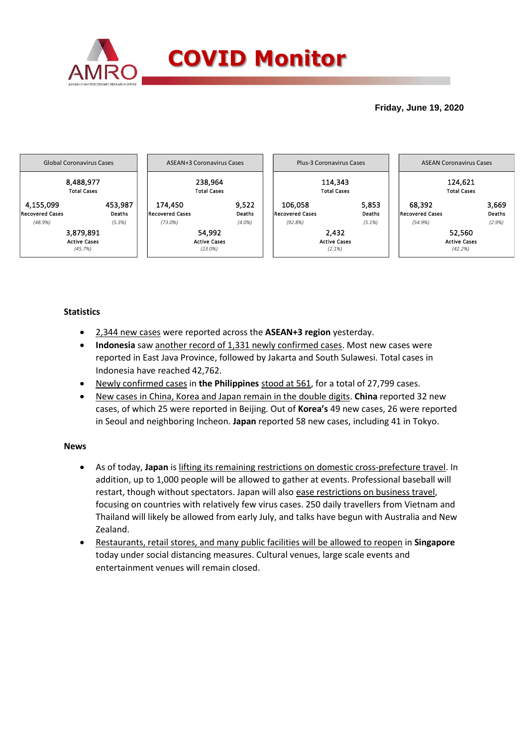# COVID Monitor

**Friday, June 19, 2020**

| Global Coronavirus Cases | | ASEAN+3 Coronavirus Cases | | Plus-3 Coronavirus Cases | | ASEAN Coronavirus Cases | |
|---|---|---|---|---|---|---|---|
| 8,488,977 Total Cases | | 238,964 Total Cases | | 114,343 Total Cases | | 124,621 Total Cases | |
| 4,155,099 Recovered Cases *(48.9%)* | 453,987 Deaths *(5.3%)* | 174,450 Recovered Cases *(73.0%)* | 9,522 Deaths *(4.0%)* | 106,058 Recovered Cases *(92.8%)* | 5,853 Deaths *(5.1%)* | 68,392 Recovered Cases *(54.9%)* | 3,669 Deaths *(2.9%)* |
| 3,879,891 Active Cases *(45.7%)* | | 54,992 Active Cases *(23.0%)* | | 2,432 Active Cases *(2.1%)* | | 52,560 Active Cases *(42.2%)* | |

### Statistics

- 2,344 new cases were reported across the **ASEAN+3 region** yesterday.
- **Indonesia** saw another record of 1,331 newly confirmed cases. Most new cases were reported in East Java Province, followed by Jakarta and South Sulawesi. Total cases in Indonesia have reached 42,762.
- Newly confirmed cases in **the Philippines** stood at 561, for a total of 27,799 cases.
- New cases in China, Korea and Japan remain in the double digits. **China** reported 32 new cases, of which 25 were reported in Beijing. Out of **Korea's** 49 new cases, 26 were reported in Seoul and neighboring Incheon. **Japan** reported 58 new cases, including 41 in Tokyo.

### News

- As of today, **Japan** is lifting its remaining restrictions on domestic cross-prefecture travel. In addition, up to 1,000 people will be allowed to gather at events. Professional baseball will restart, though without spectators. Japan will also ease restrictions on business travel, focusing on countries with relatively few virus cases. 250 daily travellers from Vietnam and Thailand will likely be allowed from early July, and talks have begun with Australia and New Zealand.
- Restaurants, retail stores, and many public facilities will be allowed to reopen in **Singapore** today under social distancing measures. Cultural venues, large scale events and entertainment venues will remain closed.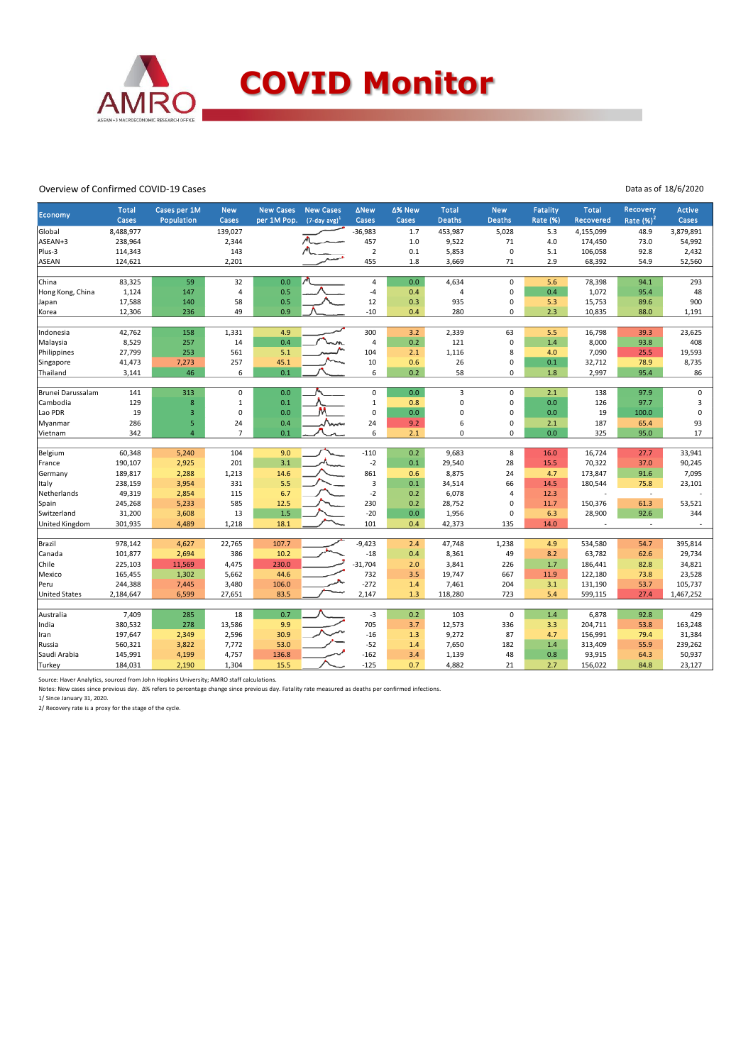# COVID Monitor

Overview of Confirmed COVID-19 Cases

Data as of 18/6/2020

| Economy | Total Cases | Cases per 1M Population | New Cases | New Cases per 1M Pop. | New Cases (7-day avg)[1] | ΔNew Cases | Δ% New Cases | Total Deaths | New Deaths | Fatality Rate (%) | Total Recovered | Recovery Rate (%)[2] | Active Cases |
|---|---|---|---|---|---|---|---|---|---|---|---|---|---|
| Global | 8,488,977 | | 139,027 | | | -36,983 | 1.7 | 453,987 | 5,028 | 5.3 | 4,155,099 | 48.9 | 3,879,891 |
| ASEAN+3 | 238,964 | | 2,344 | | | 457 | 1.0 | 9,522 | 71 | 4.0 | 174,450 | 73.0 | 54,992 |
| Plus-3 | 114,343 | | 143 | | | 2 | 0.1 | 5,853 | 0 | 5.1 | 106,058 | 92.8 | 2,432 |
| ASEAN | 124,621 | | 2,201 | | | 455 | 1.8 | 3,669 | 71 | 2.9 | 68,392 | 54.9 | 52,560 |
| | | | | | | | | | | | | | |
| China | 83,325 | 59 | 32 | 0.0 | | 4 | 0.0 | 4,634 | 0 | 5.6 | 78,398 | 94.1 | 293 |
| Hong Kong, China | 1,124 | 147 | 4 | 0.5 | | -4 | 0.4 | 4 | 0 | 0.4 | 1,072 | 95.4 | 48 |
| Japan | 17,588 | 140 | 58 | 0.5 | | 12 | 0.3 | 935 | 0 | 5.3 | 15,753 | 89.6 | 900 |
| Korea | 12,306 | 236 | 49 | 0.9 | | -10 | 0.4 | 280 | 0 | 2.3 | 10,835 | 88.0 | 1,191 |
| | | | | | | | | | | | | | |
| Indonesia | 42,762 | 158 | 1,331 | 4.9 | | 300 | 3.2 | 2,339 | 63 | 5.5 | 16,798 | 39.3 | 23,625 |
| Malaysia | 8,529 | 257 | 14 | 0.4 | | 4 | 0.2 | 121 | 0 | 1.4 | 8,000 | 93.8 | 408 |
| Philippines | 27,799 | 253 | 561 | 5.1 | | 104 | 2.1 | 1,116 | 8 | 4.0 | 7,090 | 25.5 | 19,593 |
| Singapore | 41,473 | 7,273 | 257 | 45.1 | | 10 | 0.6 | 26 | 0 | 0.1 | 32,712 | 78.9 | 8,735 |
| Thailand | 3,141 | 46 | 6 | 0.1 | | 6 | 0.2 | 58 | 0 | 1.8 | 2,997 | 95.4 | 86 |
| | | | | | | | | | | | | | |
| Brunei Darussalam | 141 | 313 | 0 | 0.0 | | 0 | 0.0 | 3 | 0 | 2.1 | 138 | 97.9 | 0 |
| Cambodia | 129 | 8 | 1 | 0.1 | | 1 | 0.8 | 0 | 0 | 0.0 | 126 | 97.7 | 3 |
| Lao PDR | 19 | 3 | 0 | 0.0 | | 0 | 0.0 | 0 | 0 | 0.0 | 19 | 100.0 | 0 |
| Myanmar | 286 | 5 | 24 | 0.4 | | 24 | 9.2 | 6 | 0 | 2.1 | 187 | 65.4 | 93 |
| Vietnam | 342 | 4 | 7 | 0.1 | | 6 | 2.1 | 0 | 0 | 0.0 | 325 | 95.0 | 17 |
| | | | | | | | | | | | | | |
| Belgium | 60,348 | 5,240 | 104 | 9.0 | | -110 | 0.2 | 9,683 | 8 | 16.0 | 16,724 | 27.7 | 33,941 |
| France | 190,107 | 2,925 | 201 | 3.1 | | -2 | 0.1 | 29,540 | 28 | 15.5 | 70,322 | 37.0 | 90,245 |
| Germany | 189,817 | 2,288 | 1,213 | 14.6 | | 861 | 0.6 | 8,875 | 24 | 4.7 | 173,847 | 91.6 | 7,095 |
| Italy | 238,159 | 3,954 | 331 | 5.5 | | 3 | 0.1 | 34,514 | 66 | 14.5 | 180,544 | 75.8 | 23,101 |
| Netherlands | 49,319 | 2,854 | 115 | 6.7 | | -2 | 0.2 | 6,078 | 4 | 12.3 | - | - | - |
| Spain | 245,268 | 5,233 | 585 | 12.5 | | 230 | 0.2 | 28,752 | 0 | 11.7 | 150,376 | 61.3 | 53,521 |
| Switzerland | 31,200 | 3,608 | 13 | 1.5 | | -20 | 0.0 | 1,956 | 0 | 6.3 | 28,900 | 92.6 | 344 |
| United Kingdom | 301,935 | 4,489 | 1,218 | 18.1 | | 101 | 0.4 | 42,373 | 135 | 14.0 | - | - | - |
| | | | | | | | | | | | | | |
| Brazil | 978,142 | 4,627 | 22,765 | 107.7 | | -9,423 | 2.4 | 47,748 | 1,238 | 4.9 | 534,580 | 54.7 | 395,814 |
| Canada | 101,877 | 2,694 | 386 | 10.2 | | -18 | 0.4 | 8,361 | 49 | 8.2 | 63,782 | 62.6 | 29,734 |
| Chile | 225,103 | 11,569 | 4,475 | 230.0 | | -31,704 | 2.0 | 3,841 | 226 | 1.7 | 186,441 | 82.8 | 34,821 |
| Mexico | 165,455 | 1,302 | 5,662 | 44.6 | | 732 | 3.5 | 19,747 | 667 | 11.9 | 122,180 | 73.8 | 23,528 |
| Peru | 244,388 | 7,445 | 3,480 | 106.0 | | -272 | 1.4 | 7,461 | 204 | 3.1 | 131,190 | 53.7 | 105,737 |
| United States | 2,184,647 | 6,599 | 27,651 | 83.5 | | 2,147 | 1.3 | 118,280 | 723 | 5.4 | 599,115 | 27.4 | 1,467,252 |
| | | | | | | | | | | | | | |
| Australia | 7,409 | 285 | 18 | 0.7 | | -3 | 0.2 | 103 | 0 | 1.4 | 6,878 | 92.8 | 429 |
| India | 380,532 | 278 | 13,586 | 9.9 | | 705 | 3.7 | 12,573 | 336 | 3.3 | 204,711 | 53.8 | 163,248 |
| Iran | 197,647 | 2,349 | 2,596 | 30.9 | | -16 | 1.3 | 9,272 | 87 | 4.7 | 156,991 | 79.4 | 31,384 |
| Russia | 560,321 | 3,822 | 7,772 | 53.0 | | -52 | 1.4 | 7,650 | 182 | 1.4 | 313,409 | 55.9 | 239,262 |
| Saudi Arabia | 145,991 | 4,199 | 4,757 | 136.8 | | -162 | 3.4 | 1,139 | 48 | 0.8 | 93,915 | 64.3 | 50,937 |
| Turkey | 184,031 | 2,190 | 1,304 | 15.5 | | -125 | 0.7 | 4,882 | 21 | 2.7 | 156,022 | 84.8 | 23,127 |

Source: Haver Analytics, sourced from John Hopkins University; AMRO staff calculations.

Notes: New cases since previous day. Δ% refers to percentage change since previous day. Fatality rate measured as deaths per confirmed infections.

1/ Since January 31, 2020.

2/ Recovery rate is a proxy for the stage of the cycle.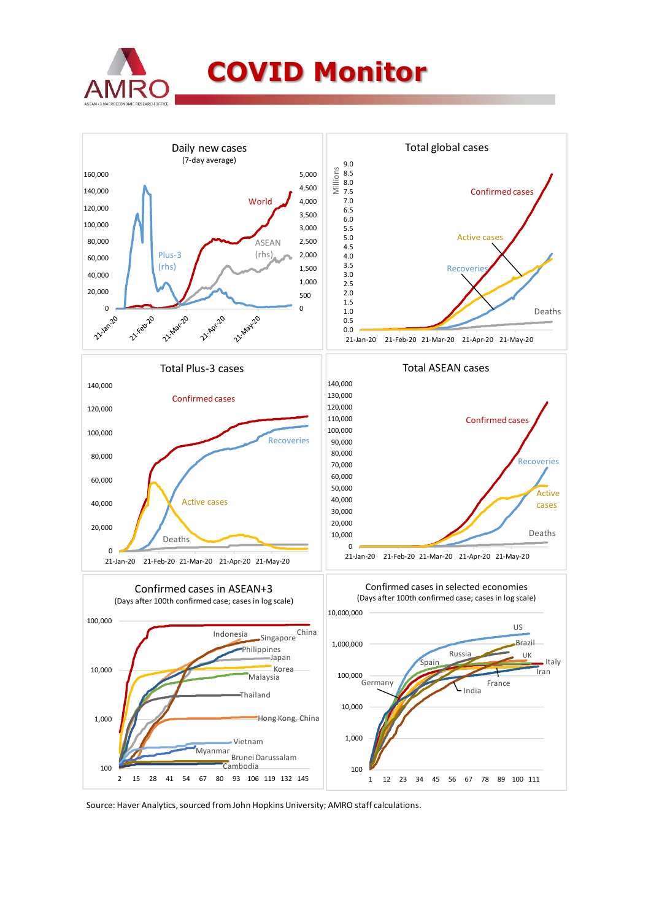# COVID Monitor

AMRO
ASEAN+3 MACROECONOMIC RESEARCH OFFICE

## Daily new cases

(7-day average)

160,000
140,000
120,000
100,000
80,000
60,000
40,000
20,000
0

5,000
4,500
4,000
3,500
3,000
2,500
2,000
1,500
1,000
500
0

World
ASEAN (rhs)
Plus-3 (rhs)

21-Jan-20 21-Feb-20 21-Mar-20 21-Apr-20 21-May-20

## Total global cases

Millions

9.0 8.5 8.0 7.5 7.0 6.5 6.0 5.5 5.0 4.5 4.0 3.5 3.0 2.5 2.0 1.5 1.0 0.5 0.0

Confirmed cases
Active cases
Recoveries
Deaths

21-Jan-20 21-Feb-20 21-Mar-20 21-Apr-20 21-May-20

## Total Plus-3 cases

140,000
120,000
100,000
80,000
60,000
40,000
20,000
0

Confirmed cases
Recoveries
Active cases
Deaths

21-Jan-20 21-Feb-20 21-Mar-20 21-Apr-20 21-May-20

## Total ASEAN cases

140,000 130,000 120,000 110,000 100,000 90,000 80,000 70,000 60,000 50,000 40,000 30,000 20,000 10,000 0

Confirmed cases
Recoveries
Active cases
Deaths

21-Jan-20 21-Feb-20 21-Mar-20 21-Apr-20 21-May-20

## Confirmed cases in ASEAN+3

(Days after 100th confirmed case; cases in log scale)

100,000
10,000
1,000
100

China, Indonesia, Singapore, Philippines, Japan, Korea, Malaysia, Thailand, Hong Kong, China, Vietnam, Myanmar, Brunei Darussalam, Cambodia

2 15 28 41 54 67 80 93 106 119 132 145

## Confirmed cases in selected economies

(Days after 100th confirmed case; cases in log scale)

10,000,000
1,000,000
100,000
10,000
1,000
100

US, Brazil, Russia, UK, Spain, Italy, Iran, Germany, France, India

1 12 23 34 45 56 67 78 89 100 111

Source: Haver Analytics, sourced from John Hopkins University; AMRO staff calculations.